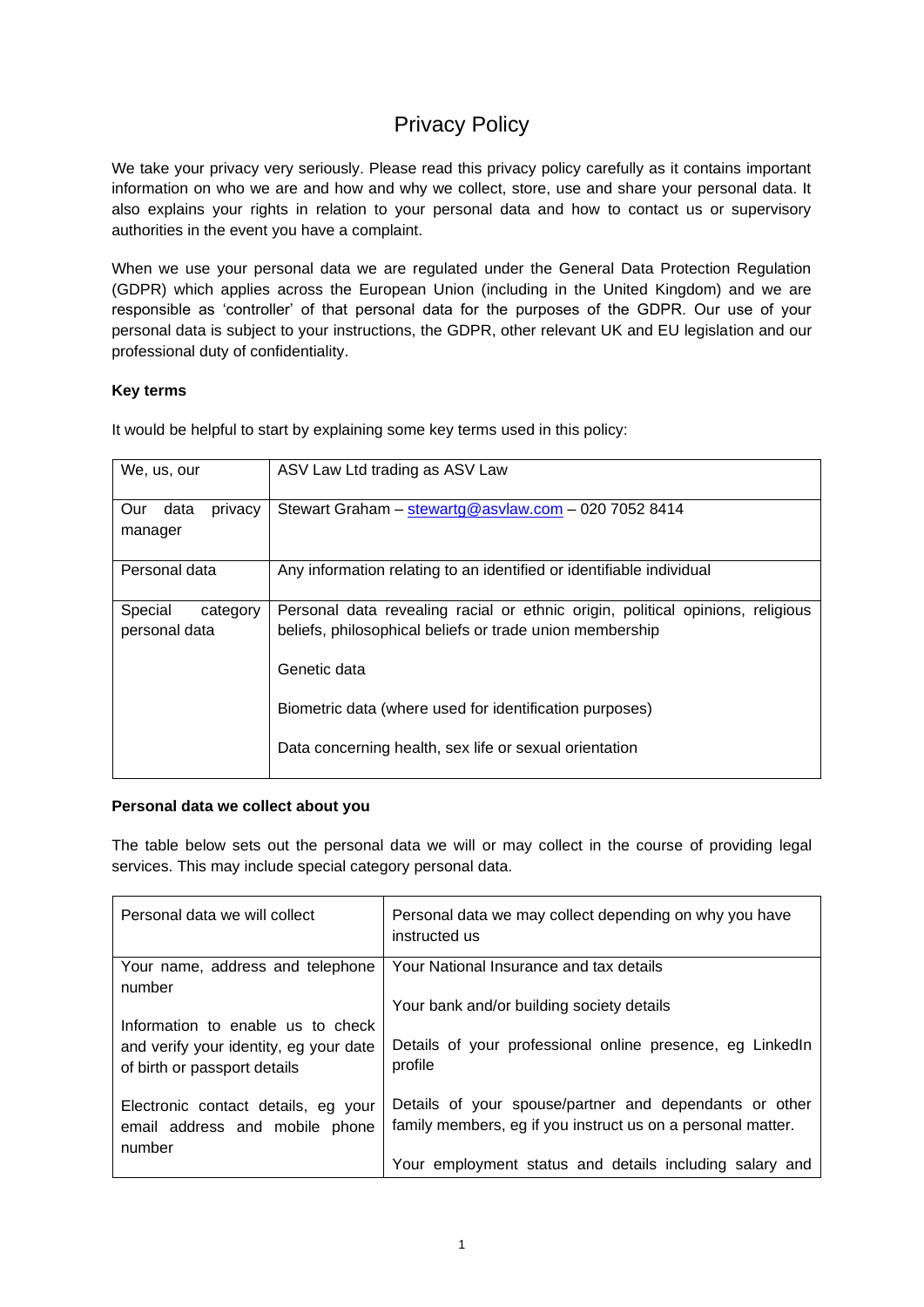# Privacy Policy

We take your privacy very seriously. Please read this privacy policy carefully as it contains important information on who we are and how and why we collect, store, use and share your personal data. It also explains your rights in relation to your personal data and how to contact us or supervisory authorities in the event you have a complaint.

When we use your personal data we are regulated under the General Data Protection Regulation (GDPR) which applies across the European Union (including in the United Kingdom) and we are responsible as 'controller' of that personal data for the purposes of the GDPR. Our use of your personal data is subject to your instructions, the GDPR, other relevant UK and EU legislation and our professional duty of confidentiality.

**Key terms**

It would be helpful to start by explaining some key terms used in this policy:

| | |
|---|---|
| We, us, our | ASV Law Ltd trading as ASV Law |
| Our data privacy manager | Stewart Graham – stewartg@asvlaw.com – 020 7052 8414 |
| Personal data | Any information relating to an identified or identifiable individual |
| Special category personal data | Personal data revealing racial or ethnic origin, political opinions, religious beliefs, philosophical beliefs or trade union membership<br><br>Genetic data<br><br>Biometric data (where used for identification purposes)<br><br>Data concerning health, sex life or sexual orientation |

**Personal data we collect about you**

The table below sets out the personal data we will or may collect in the course of providing legal services. This may include special category personal data.

| Personal data we will collect | Personal data we may collect depending on why you have instructed us |
|---|---|
| Your name, address and telephone number<br><br>Information to enable us to check and verify your identity, eg your date of birth or passport details<br><br>Electronic contact details, eg your email address and mobile phone number | Your National Insurance and tax details<br><br>Your bank and/or building society details<br><br>Details of your professional online presence, eg LinkedIn profile<br><br>Details of your spouse/partner and dependants or other family members, eg if you instruct us on a personal matter.<br><br>Your employment status and details including salary and |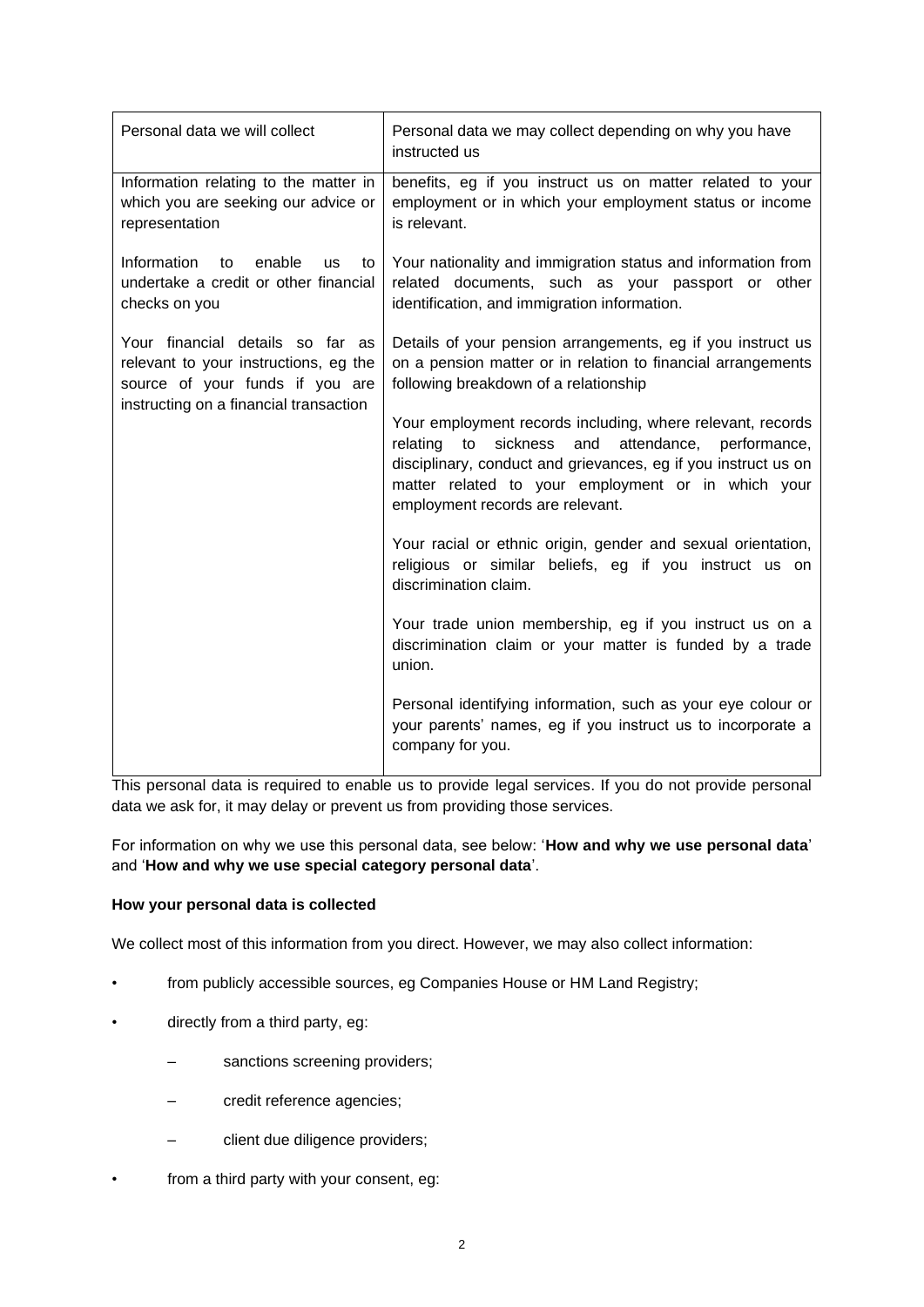| Personal data we will collect | Personal data we may collect depending on why you have instructed us |
|---|---|
| Information relating to the matter in which you are seeking our advice or representation | benefits, eg if you instruct us on matter related to your employment or in which your employment status or income is relevant. |
| Information to enable us to undertake a credit or other financial checks on you | Your nationality and immigration status and information from related documents, such as your passport or other identification, and immigration information. |
| Your financial details so far as relevant to your instructions, eg the source of your funds if you are instructing on a financial transaction | Details of your pension arrangements, eg if you instruct us on a pension matter or in relation to financial arrangements following breakdown of a relationship |
| | Your employment records including, where relevant, records relating to sickness and attendance, performance, disciplinary, conduct and grievances, eg if you instruct us on matter related to your employment or in which your employment records are relevant. |
| | Your racial or ethnic origin, gender and sexual orientation, religious or similar beliefs, eg if you instruct us on discrimination claim. |
| | Your trade union membership, eg if you instruct us on a discrimination claim or your matter is funded by a trade union. |
| | Personal identifying information, such as your eye colour or your parents' names, eg if you instruct us to incorporate a company for you. |

This personal data is required to enable us to provide legal services. If you do not provide personal data we ask for, it may delay or prevent us from providing those services.

For information on why we use this personal data, see below: '**How and why we use personal data**' and '**How and why we use special category personal data**'.

**How your personal data is collected**

We collect most of this information from you direct. However, we may also collect information:

- from publicly accessible sources, eg Companies House or HM Land Registry;
- directly from a third party, eg:
  - sanctions screening providers;
  - credit reference agencies;
  - client due diligence providers;
- from a third party with your consent, eg: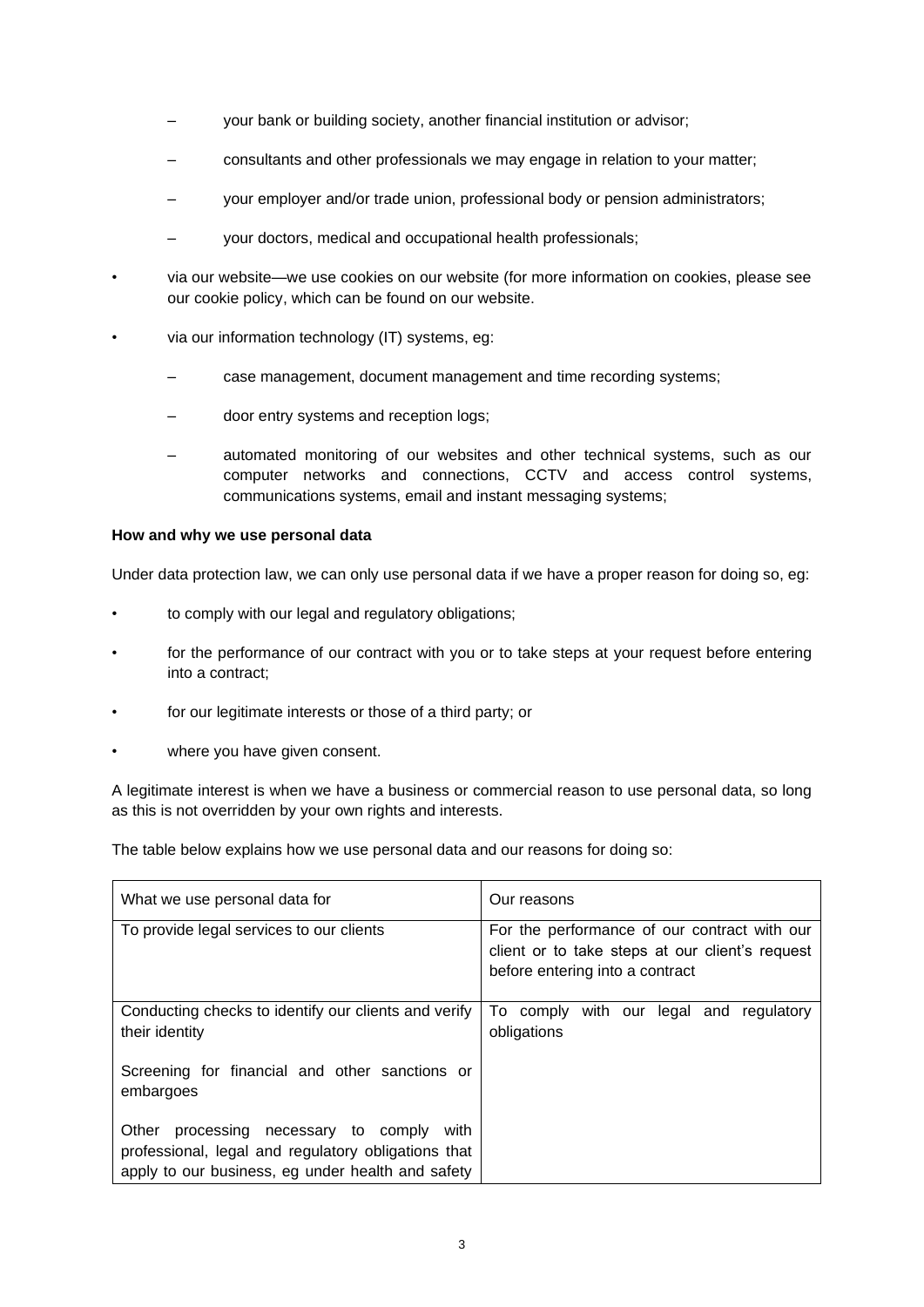- your bank or building society, another financial institution or advisor;
  - consultants and other professionals we may engage in relation to your matter;
  - your employer and/or trade union, professional body or pension administrators;
  - your doctors, medical and occupational health professionals;
- via our website—we use cookies on our website (for more information on cookies, please see our cookie policy, which can be found on our website.
- via our information technology (IT) systems, eg:
  - case management, document management and time recording systems;
  - door entry systems and reception logs;
  - automated monitoring of our websites and other technical systems, such as our computer networks and connections, CCTV and access control systems, communications systems, email and instant messaging systems;

**How and why we use personal data**

Under data protection law, we can only use personal data if we have a proper reason for doing so, eg:

- to comply with our legal and regulatory obligations;
- for the performance of our contract with you or to take steps at your request before entering into a contract;
- for our legitimate interests or those of a third party; or
- where you have given consent.

A legitimate interest is when we have a business or commercial reason to use personal data, so long as this is not overridden by your own rights and interests.

The table below explains how we use personal data and our reasons for doing so:

| What we use personal data for | Our reasons |
| --- | --- |
| To provide legal services to our clients | For the performance of our contract with our client or to take steps at our client's request before entering into a contract |
| Conducting checks to identify our clients and verify their identity<br><br>Screening for financial and other sanctions or embargoes<br><br>Other processing necessary to comply with professional, legal and regulatory obligations that apply to our business, eg under health and safety | To comply with our legal and regulatory obligations |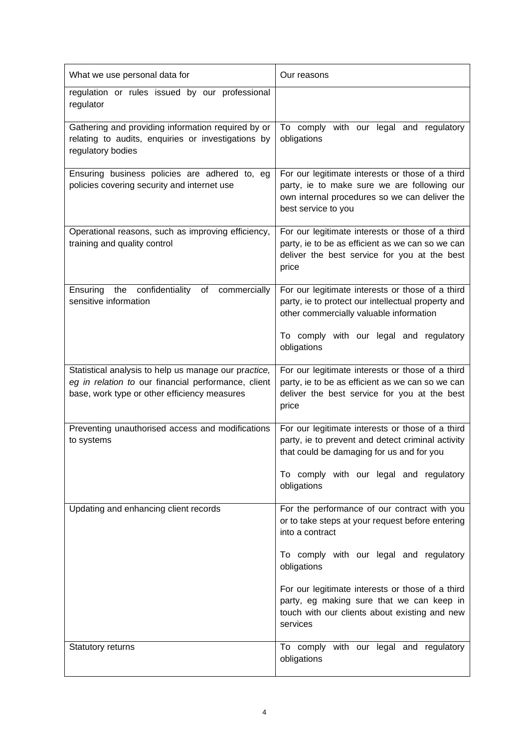| What we use personal data for | Our reasons |
|---|---|
| regulation or rules issued by our professional regulator | |
| Gathering and providing information required by or relating to audits, enquiries or investigations by regulatory bodies | To comply with our legal and regulatory obligations |
| Ensuring business policies are adhered to, eg policies covering security and internet use | For our legitimate interests or those of a third party, ie to make sure we are following our own internal procedures so we can deliver the best service to you |
| Operational reasons, such as improving efficiency, training and quality control | For our legitimate interests or those of a third party, ie to be as efficient as we can so we can deliver the best service for you at the best price |
| Ensuring the confidentiality of commercially sensitive information | For our legitimate interests or those of a third party, ie to protect our intellectual property and other commercially valuable information<br><br>To comply with our legal and regulatory obligations |
| Statistical analysis to help us manage our pr*actice, eg in relation to* our financial performance, client base, work type or other efficiency measures | For our legitimate interests or those of a third party, ie to be as efficient as we can so we can deliver the best service for you at the best price |
| Preventing unauthorised access and modifications to systems | For our legitimate interests or those of a third party, ie to prevent and detect criminal activity that could be damaging for us and for you<br><br>To comply with our legal and regulatory obligations |
| Updating and enhancing client records | For the performance of our contract with you or to take steps at your request before entering into a contract<br><br>To comply with our legal and regulatory obligations<br><br>For our legitimate interests or those of a third party, eg making sure that we can keep in touch with our clients about existing and new services |
| Statutory returns | To comply with our legal and regulatory obligations |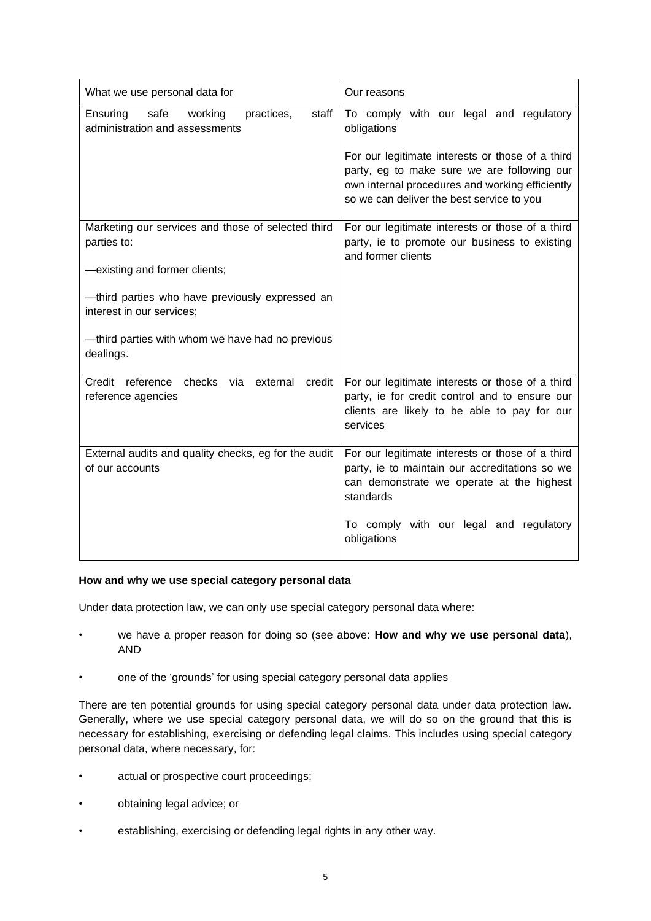| What we use personal data for | Our reasons |
| --- | --- |
| Ensuring safe working practices, staff administration and assessments | To comply with our legal and regulatory obligations<br><br>For our legitimate interests or those of a third party, eg to make sure we are following our own internal procedures and working efficiently so we can deliver the best service to you |
| Marketing our services and those of selected third parties to:<br><br>—existing and former clients;<br><br>—third parties who have previously expressed an interest in our services;<br><br>—third parties with whom we have had no previous dealings. | For our legitimate interests or those of a third party, ie to promote our business to existing and former clients |
| Credit reference checks via external credit reference agencies | For our legitimate interests or those of a third party, ie for credit control and to ensure our clients are likely to be able to pay for our services |
| External audits and quality checks, eg for the audit of our accounts | For our legitimate interests or those of a third party, ie to maintain our accreditations so we can demonstrate we operate at the highest standards<br><br>To comply with our legal and regulatory obligations |

**How and why we use special category personal data**

Under data protection law, we can only use special category personal data where:

- we have a proper reason for doing so (see above: **How and why we use personal data**), AND
- one of the 'grounds' for using special category personal data applies

There are ten potential grounds for using special category personal data under data protection law. Generally, where we use special category personal data, we will do so on the ground that this is necessary for establishing, exercising or defending legal claims. This includes using special category personal data, where necessary, for:

- actual or prospective court proceedings;
- obtaining legal advice; or
- establishing, exercising or defending legal rights in any other way.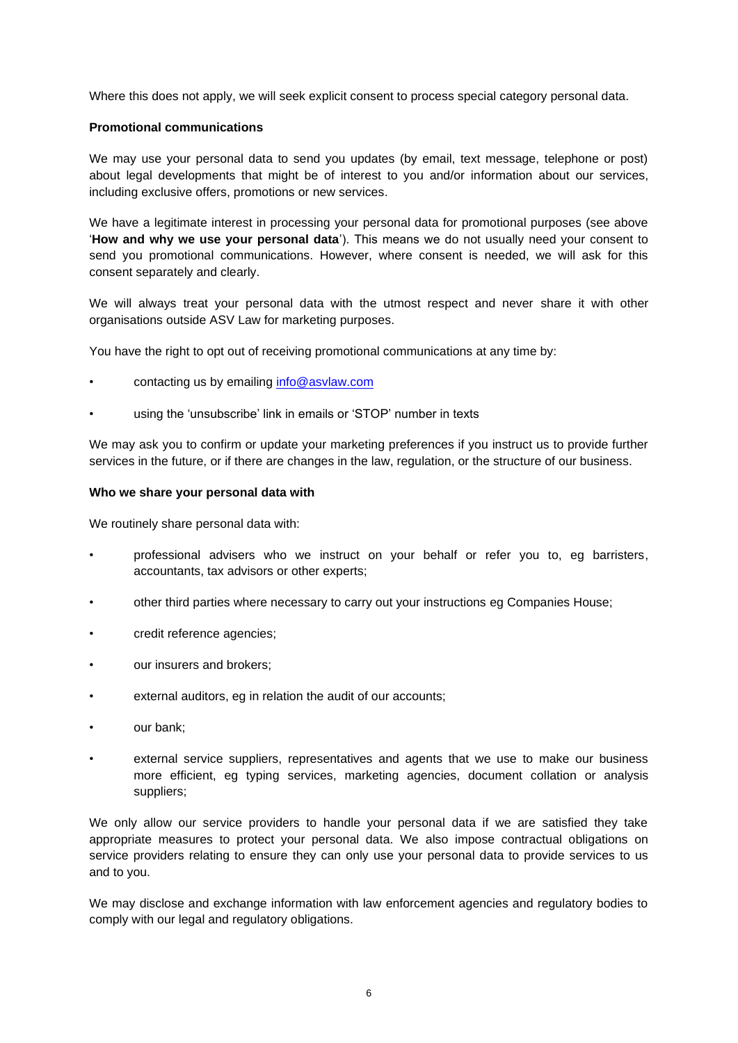Where this does not apply, we will seek explicit consent to process special category personal data.

**Promotional communications**

We may use your personal data to send you updates (by email, text message, telephone or post) about legal developments that might be of interest to you and/or information about our services, including exclusive offers, promotions or new services.

We have a legitimate interest in processing your personal data for promotional purposes (see above '**How and why we use your personal data**'). This means we do not usually need your consent to send you promotional communications. However, where consent is needed, we will ask for this consent separately and clearly.

We will always treat your personal data with the utmost respect and never share it with other organisations outside ASV Law for marketing purposes.

You have the right to opt out of receiving promotional communications at any time by:

- contacting us by emailing info@asvlaw.com
- using the 'unsubscribe' link in emails or 'STOP' number in texts

We may ask you to confirm or update your marketing preferences if you instruct us to provide further services in the future, or if there are changes in the law, regulation, or the structure of our business.

**Who we share your personal data with**

We routinely share personal data with:

- professional advisers who we instruct on your behalf or refer you to, eg barristers, accountants, tax advisors or other experts;
- other third parties where necessary to carry out your instructions eg Companies House;
- credit reference agencies;
- our insurers and brokers;
- external auditors, eg in relation the audit of our accounts;
- our bank;
- external service suppliers, representatives and agents that we use to make our business more efficient, eg typing services, marketing agencies, document collation or analysis suppliers;

We only allow our service providers to handle your personal data if we are satisfied they take appropriate measures to protect your personal data. We also impose contractual obligations on service providers relating to ensure they can only use your personal data to provide services to us and to you.

We may disclose and exchange information with law enforcement agencies and regulatory bodies to comply with our legal and regulatory obligations.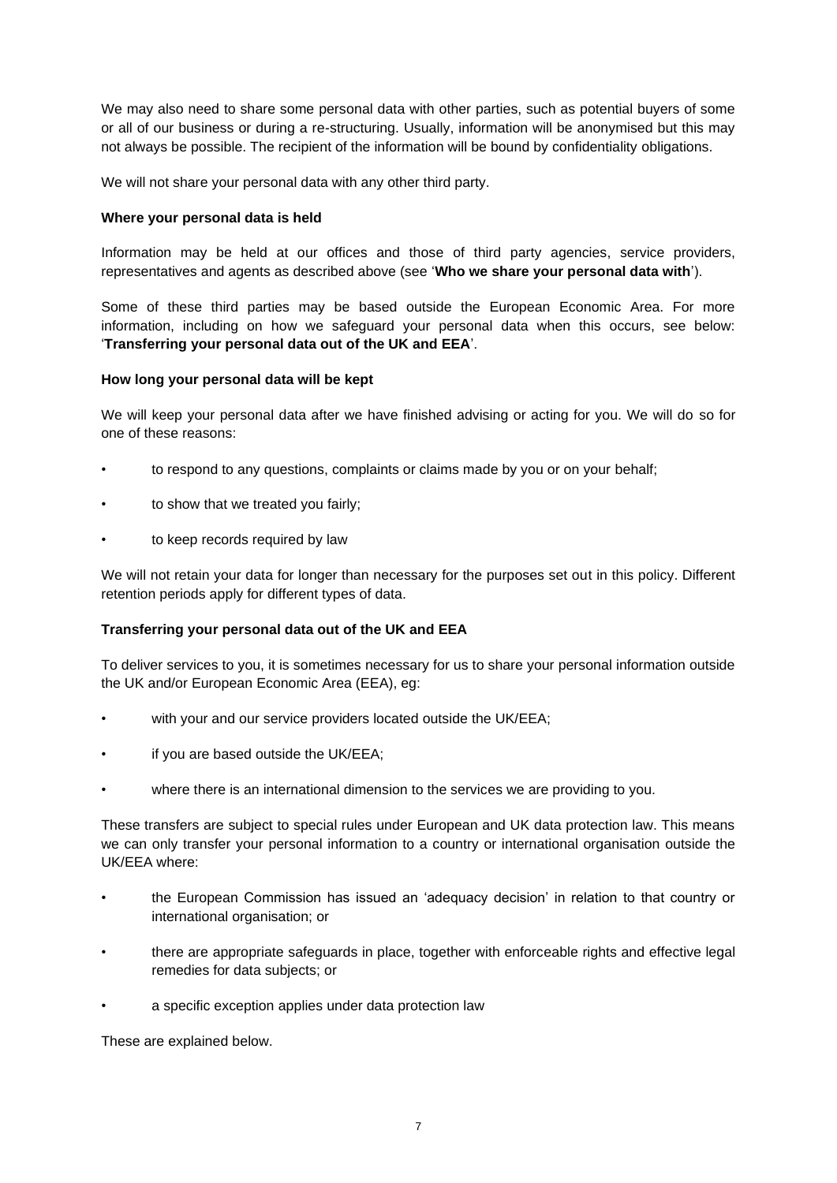We may also need to share some personal data with other parties, such as potential buyers of some or all of our business or during a re-structuring. Usually, information will be anonymised but this may not always be possible. The recipient of the information will be bound by confidentiality obligations.

We will not share your personal data with any other third party.

**Where your personal data is held**

Information may be held at our offices and those of third party agencies, service providers, representatives and agents as described above (see '**Who we share your personal data with**').

Some of these third parties may be based outside the European Economic Area. For more information, including on how we safeguard your personal data when this occurs, see below: '**Transferring your personal data out of the UK and EEA**'.

**How long your personal data will be kept**

We will keep your personal data after we have finished advising or acting for you. We will do so for one of these reasons:

- to respond to any questions, complaints or claims made by you or on your behalf;
- to show that we treated you fairly;
- to keep records required by law

We will not retain your data for longer than necessary for the purposes set out in this policy. Different retention periods apply for different types of data.

**Transferring your personal data out of the UK and EEA**

To deliver services to you, it is sometimes necessary for us to share your personal information outside the UK and/or European Economic Area (EEA), eg:

- with your and our service providers located outside the UK/EEA;
- if you are based outside the UK/EEA;
- where there is an international dimension to the services we are providing to you.

These transfers are subject to special rules under European and UK data protection law. This means we can only transfer your personal information to a country or international organisation outside the UK/EEA where:

- the European Commission has issued an 'adequacy decision' in relation to that country or international organisation; or
- there are appropriate safeguards in place, together with enforceable rights and effective legal remedies for data subjects; or
- a specific exception applies under data protection law

These are explained below.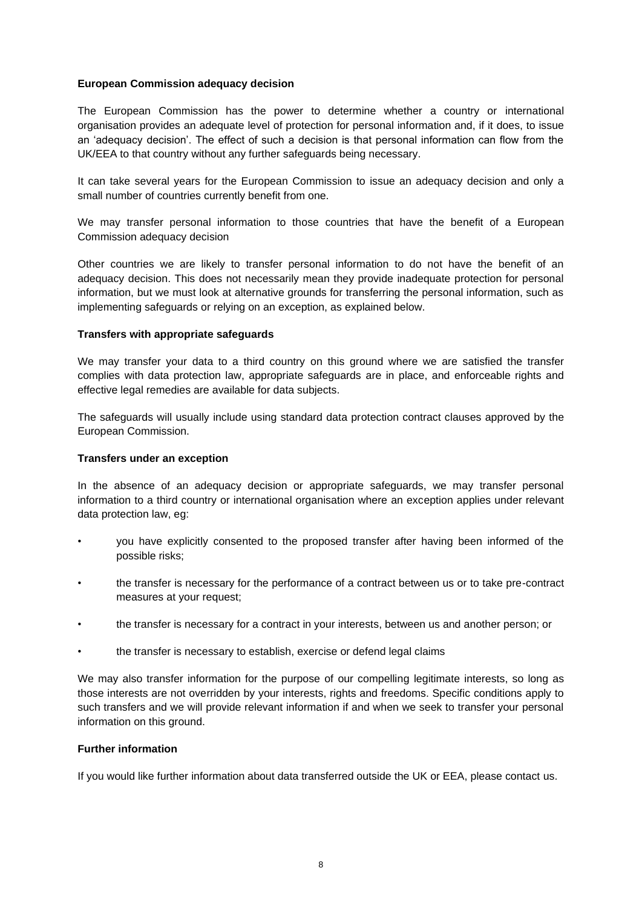**European Commission adequacy decision**

The European Commission has the power to determine whether a country or international organisation provides an adequate level of protection for personal information and, if it does, to issue an 'adequacy decision'. The effect of such a decision is that personal information can flow from the UK/EEA to that country without any further safeguards being necessary.

It can take several years for the European Commission to issue an adequacy decision and only a small number of countries currently benefit from one.

We may transfer personal information to those countries that have the benefit of a European Commission adequacy decision

Other countries we are likely to transfer personal information to do not have the benefit of an adequacy decision. This does not necessarily mean they provide inadequate protection for personal information, but we must look at alternative grounds for transferring the personal information, such as implementing safeguards or relying on an exception, as explained below.

**Transfers with appropriate safeguards**

We may transfer your data to a third country on this ground where we are satisfied the transfer complies with data protection law, appropriate safeguards are in place, and enforceable rights and effective legal remedies are available for data subjects.

The safeguards will usually include using standard data protection contract clauses approved by the European Commission.

**Transfers under an exception**

In the absence of an adequacy decision or appropriate safeguards, we may transfer personal information to a third country or international organisation where an exception applies under relevant data protection law, eg:

- you have explicitly consented to the proposed transfer after having been informed of the possible risks;
- the transfer is necessary for the performance of a contract between us or to take pre-contract measures at your request;
- the transfer is necessary for a contract in your interests, between us and another person; or
- the transfer is necessary to establish, exercise or defend legal claims

We may also transfer information for the purpose of our compelling legitimate interests, so long as those interests are not overridden by your interests, rights and freedoms. Specific conditions apply to such transfers and we will provide relevant information if and when we seek to transfer your personal information on this ground.

**Further information**

If you would like further information about data transferred outside the UK or EEA, please contact us.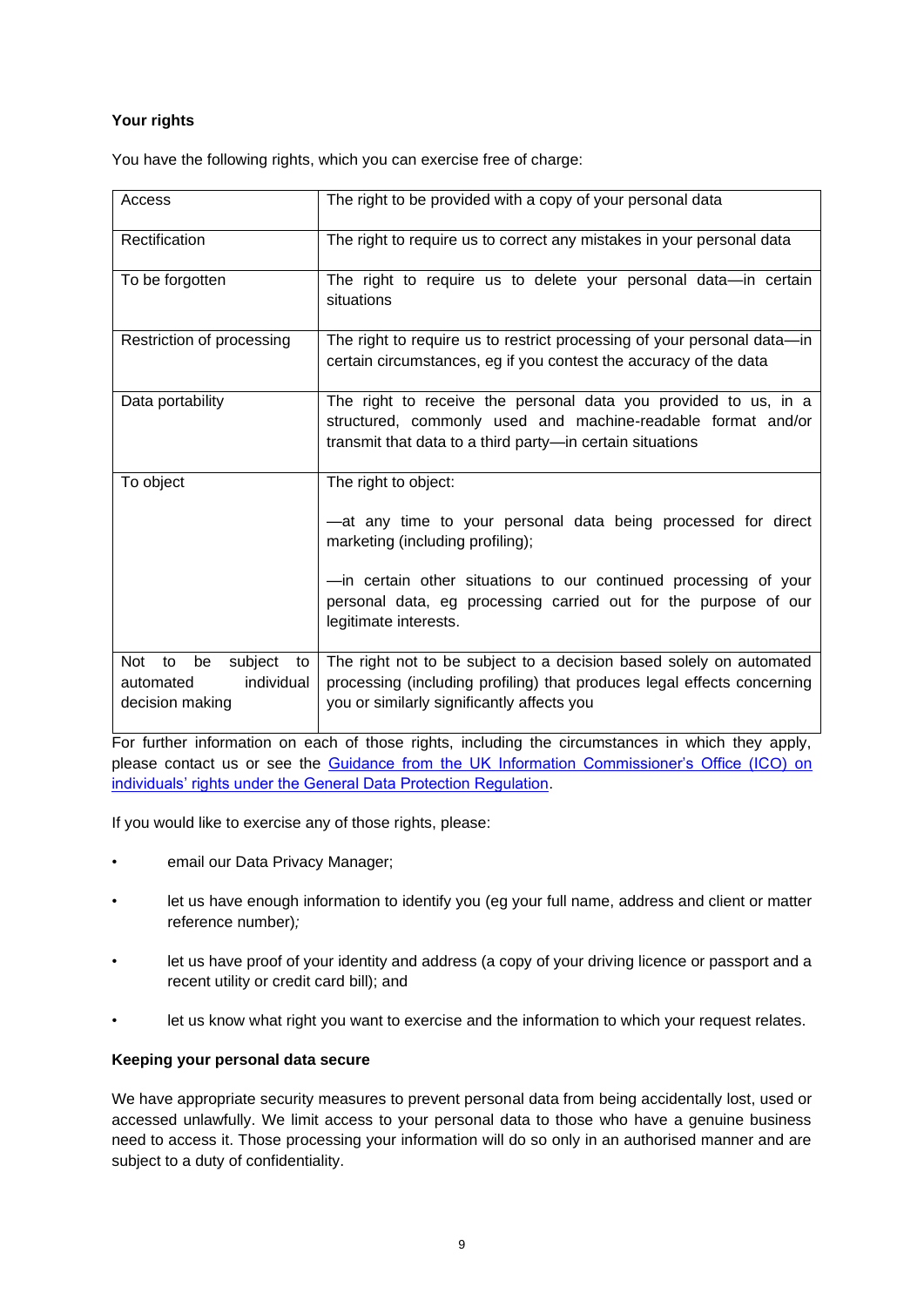**Your rights**

You have the following rights, which you can exercise free of charge:

| | |
|---|---|
| Access | The right to be provided with a copy of your personal data |
| Rectification | The right to require us to correct any mistakes in your personal data |
| To be forgotten | The right to require us to delete your personal data—in certain situations |
| Restriction of processing | The right to require us to restrict processing of your personal data—in certain circumstances, eg if you contest the accuracy of the data |
| Data portability | The right to receive the personal data you provided to us, in a structured, commonly used and machine-readable format and/or transmit that data to a third party—in certain situations |
| To object | The right to object:<br><br>—at any time to your personal data being processed for direct marketing (including profiling);<br><br>—in certain other situations to our continued processing of your personal data, eg processing carried out for the purpose of our legitimate interests. |
| Not to be subject to automated individual decision making | The right not to be subject to a decision based solely on automated processing (including profiling) that produces legal effects concerning you or similarly significantly affects you |

For further information on each of those rights, including the circumstances in which they apply, please contact us or see the [Guidance from the UK Information Commissioner's Office (ICO) on individuals' rights under the General Data Protection Regulation](#).

If you would like to exercise any of those rights, please:

- email our Data Privacy Manager;
- let us have enough information to identify you (eg your full name, address and client or matter reference number)*;*
- let us have proof of your identity and address (a copy of your driving licence or passport and a recent utility or credit card bill); and
- let us know what right you want to exercise and the information to which your request relates.

**Keeping your personal data secure**

We have appropriate security measures to prevent personal data from being accidentally lost, used or accessed unlawfully. We limit access to your personal data to those who have a genuine business need to access it. Those processing your information will do so only in an authorised manner and are subject to a duty of confidentiality.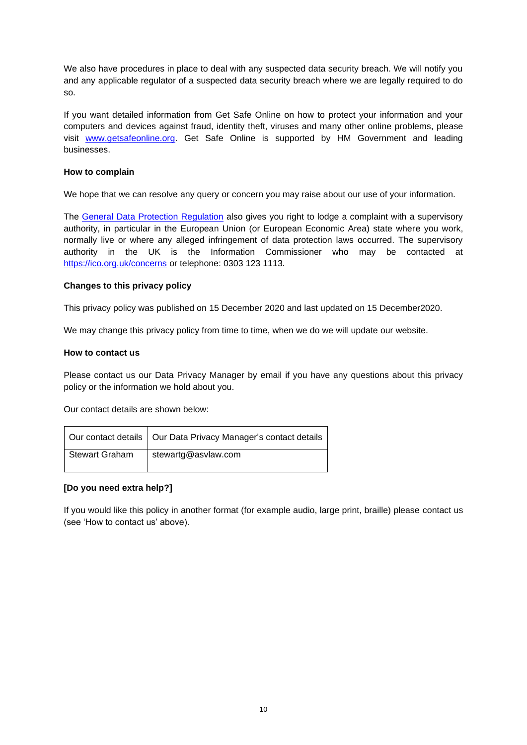We also have procedures in place to deal with any suspected data security breach. We will notify you and any applicable regulator of a suspected data security breach where we are legally required to do so.

If you want detailed information from Get Safe Online on how to protect your information and your computers and devices against fraud, identity theft, viruses and many other online problems, please visit [www.getsafeonline.org](www.getsafeonline.org). Get Safe Online is supported by HM Government and leading businesses.

**How to complain**

We hope that we can resolve any query or concern you may raise about our use of your information.

The [General Data Protection Regulation](General Data Protection Regulation) also gives you right to lodge a complaint with a supervisory authority, in particular in the European Union (or European Economic Area) state where you work, normally live or where any alleged infringement of data protection laws occurred. The supervisory authority in the UK is the Information Commissioner who may be contacted at [https://ico.org.uk/concerns](https://ico.org.uk/concerns) or telephone: 0303 123 1113.

**Changes to this privacy policy**

This privacy policy was published on 15 December 2020 and last updated on 15 December2020.

We may change this privacy policy from time to time, when we do we will update our website.

**How to contact us**

Please contact us our Data Privacy Manager by email if you have any questions about this privacy policy or the information we hold about you.

Our contact details are shown below:

| Our contact details | Our Data Privacy Manager's contact details |
|---|---|
| Stewart Graham | stewartg@asvlaw.com |

**[Do you need extra help?]**

If you would like this policy in another format (for example audio, large print, braille) please contact us (see 'How to contact us' above).